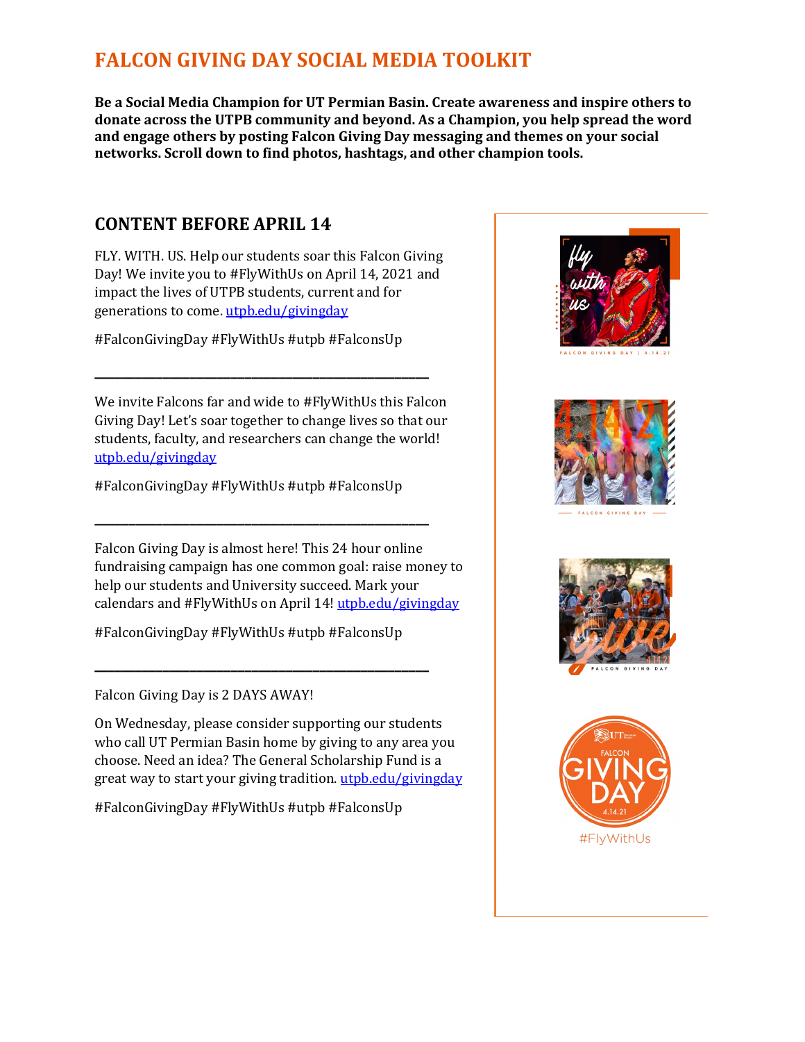# FALCON GIVING DAY SOCIAL MEDIA TOOLKIT

**Be a Social Media Champion for UT Permian Basin. Create awareness and inspire others to donate across the UTPB community and beyond. As a Champion, you help spread the word and engage others by posting Falcon Giving Day messaging and themes on your social networks. Scroll down to find photos, hashtags, and other champion tools.**

## CONTENT BEFORE APRIL 14

FLY. WITH. US. Help our students soar this Falcon Giving Day! We invite you to #FlyWithUs on April 14, 2021 and impact the lives of UTPB students, current and for generations to come. utpb.edu/givingday

#FalconGivingDay #FlyWithUs #utpb #FalconsUp

---

We invite Falcons far and wide to #FlyWithUs this Falcon Giving Day! Let's soar together to change lives so that our students, faculty, and researchers can change the world! utpb.edu/givingday

#FalconGivingDay #FlyWithUs #utpb #FalconsUp

---

Falcon Giving Day is almost here! This 24 hour online fundraising campaign has one common goal: raise money to help our students and University succeed. Mark your calendars and #FlyWithUs on April 14! utpb.edu/givingday

#FalconGivingDay #FlyWithUs #utpb #FalconsUp

---

Falcon Giving Day is 2 DAYS AWAY!

On Wednesday, please consider supporting our students who call UT Permian Basin home by giving to any area you choose. Need an idea? The General Scholarship Fund is a great way to start your giving tradition. utpb.edu/givingday

#FalconGivingDay #FlyWithUs #utpb #FalconsUp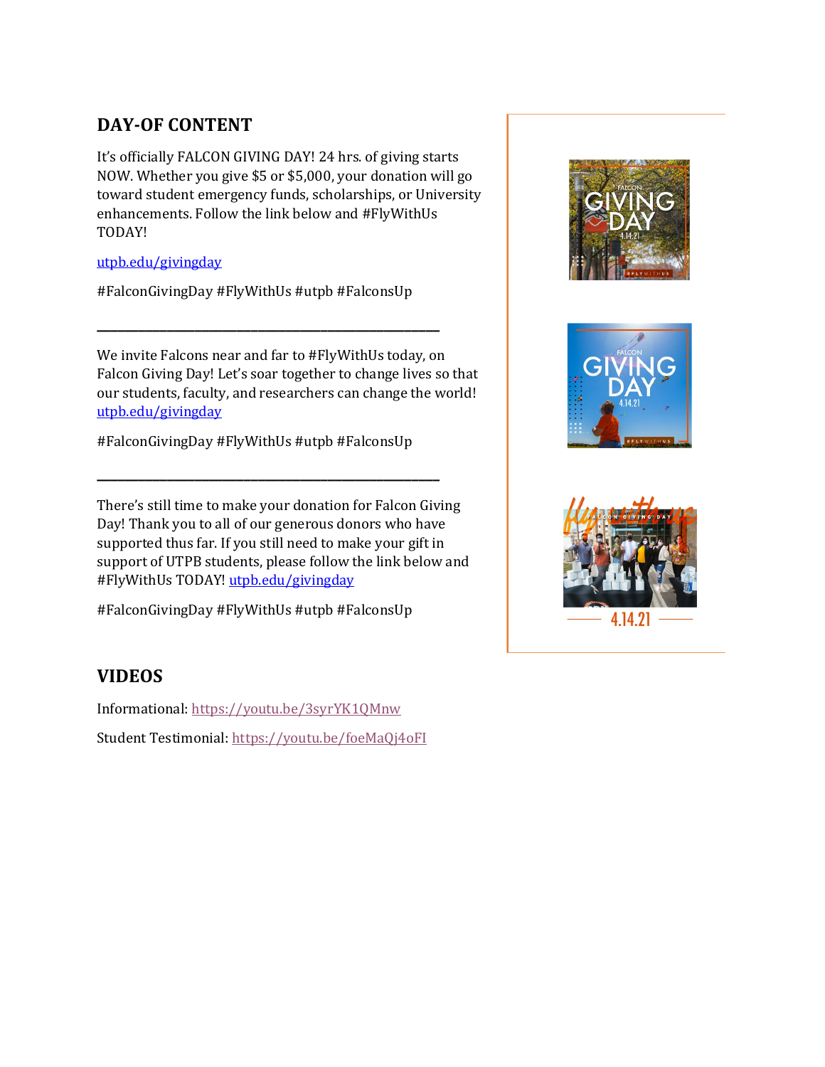## DAY-OF CONTENT

It's officially FALCON GIVING DAY! 24 hrs. of giving starts NOW. Whether you give $5 or $5,000, your donation will go toward student emergency funds, scholarships, or University enhancements. Follow the link below and #FlyWithUs TODAY!

utpb.edu/givingday

#FalconGivingDay #FlyWithUs #utpb #FalconsUp

---

We invite Falcons near and far to #FlyWithUs today, on Falcon Giving Day! Let's soar together to change lives so that our students, faculty, and researchers can change the world! utpb.edu/givingday

#FalconGivingDay #FlyWithUs #utpb #FalconsUp

---

There's still time to make your donation for Falcon Giving Day! Thank you to all of our generous donors who have supported thus far. If you still need to make your gift in support of UTPB students, please follow the link below and #FlyWithUs TODAY! utpb.edu/givingday

#FalconGivingDay #FlyWithUs #utpb #FalconsUp

## VIDEOS

Informational: https://youtu.be/3syrYK1QMnw

Student Testimonial: https://youtu.be/foeMaQj4oFI